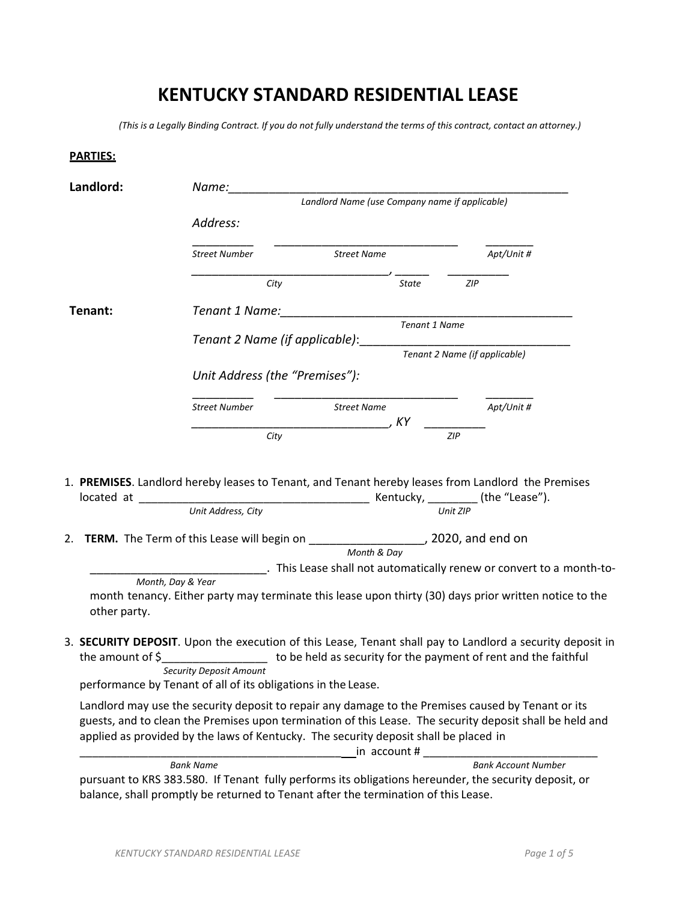# KENTUCKY STANDARD RESIDENTIAL LEASE

*(This is a Legally Binding Contract. If you do not fully understand the terms of this contract, contact an attorney.)*

**PARTIES:**

**Landlord:** *Name:*_____________________________________________________
*Landlord Name (use Company name if applicable)*

*Address:*

_________ ____________________________ _______
*Street Number* *Street Name* *Apt/Unit #*

______________________________, _____ _________
*City* *State* *ZIP*

**Tenant:** *Tenant 1 Name:*_____________________________________________
*Tenant 1 Name*

*Tenant 2 Name (if applicable)*:_______________________________
*Tenant 2 Name (if applicable)*

*Unit Address (the "Premises"):*

_________ ____________________________ _______
*Street Number* *Street Name* *Apt/Unit #*

______________________________, *KY* _________
*City* *ZIP*

1. **PREMISES**. Landlord hereby leases to Tenant, and Tenant hereby leases from Landlord the Premises located at ___________________________________ Kentucky, ________ (the "Lease").
*Unit Address, City* *Unit ZIP*

2. **TERM.** The Term of this Lease will begin on _________________, 2020, and end on
*Month & Day*
___________________________. This Lease shall not automatically renew or convert to a month-to-month tenancy. Either party may terminate this lease upon thirty (30) days prior written notice to the other party.
*Month, Day & Year*

3. **SECURITY DEPOSIT**. Upon the execution of this Lease, Tenant shall pay to Landlord a security deposit in the amount of $________________ to be held as security for the payment of rent and the faithful performance by Tenant of all of its obligations in the Lease.
*Security Deposit Amount*

   Landlord may use the security deposit to repair any damage to the Premises caused by Tenant or its guests, and to clean the Premises upon termination of this Lease. The security deposit shall be held and applied as provided by the laws of Kentucky. The security deposit shall be placed in
   __________________________________________in account # ___________________________
   *Bank Name* *Bank Account Number*
   pursuant to KRS 383.580. If Tenant fully performs its obligations hereunder, the security deposit, or balance, shall promptly be returned to Tenant after the termination of this Lease.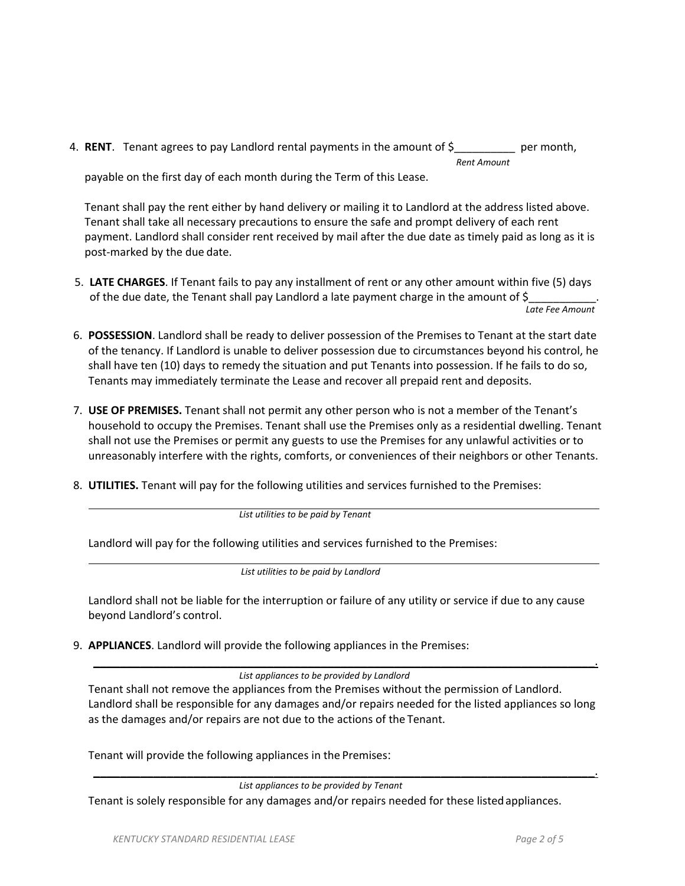4. **RENT**. Tenant agrees to pay Landlord rental payments in the amount of $__________ per month,
*Rent Amount*
payable on the first day of each month during the Term of this Lease.

Tenant shall pay the rent either by hand delivery or mailing it to Landlord at the address listed above. Tenant shall take all necessary precautions to ensure the safe and prompt delivery of each rent payment. Landlord shall consider rent received by mail after the due date as timely paid as long as it is post-marked by the due date.

5. **LATE CHARGES**. If Tenant fails to pay any installment of rent or any other amount within five (5) days of the due date, the Tenant shall pay Landlord a late payment charge in the amount of $___________.
*Late Fee Amount*

6. **POSSESSION**. Landlord shall be ready to deliver possession of the Premises to Tenant at the start date of the tenancy. If Landlord is unable to deliver possession due to circumstances beyond his control, he shall have ten (10) days to remedy the situation and put Tenants into possession. If he fails to do so, Tenants may immediately terminate the Lease and recover all prepaid rent and deposits.

7. **USE OF PREMISES.** Tenant shall not permit any other person who is not a member of the Tenant's household to occupy the Premises. Tenant shall use the Premises only as a residential dwelling. Tenant shall not use the Premises or permit any guests to use the Premises for any unlawful activities or to unreasonably interfere with the rights, comforts, or conveniences of their neighbors or other Tenants.

8. **UTILITIES.** Tenant will pay for the following utilities and services furnished to the Premises:

_______________________________________________________________________________
*List utilities to be paid by Tenant*

Landlord will pay for the following utilities and services furnished to the Premises:

_______________________________________________________________________________
*List utilities to be paid by Landlord*

Landlord shall not be liable for the interruption or failure of any utility or service if due to any cause beyond Landlord's control.

9. **APPLIANCES**. Landlord will provide the following appliances in the Premises:

_______________________________________________________________________________.
*List appliances to be provided by Landlord*

Tenant shall not remove the appliances from the Premises without the permission of Landlord. Landlord shall be responsible for any damages and/or repairs needed for the listed appliances so long as the damages and/or repairs are not due to the actions of the Tenant.

Tenant will provide the following appliances in the Premises:

_______________________________________________________________________________.
*List appliances to be provided by Tenant*

Tenant is solely responsible for any damages and/or repairs needed for these listed appliances.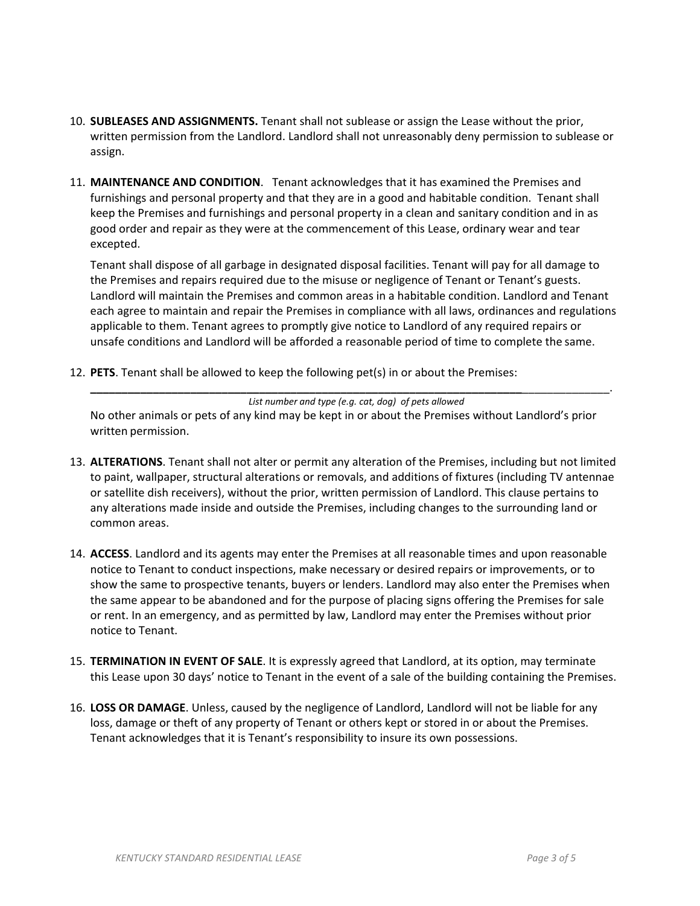10. **SUBLEASES AND ASSIGNMENTS.** Tenant shall not sublease or assign the Lease without the prior, written permission from the Landlord. Landlord shall not unreasonably deny permission to sublease or assign.

11. **MAINTENANCE AND CONDITION**. Tenant acknowledges that it has examined the Premises and furnishings and personal property and that they are in a good and habitable condition. Tenant shall keep the Premises and furnishings and personal property in a clean and sanitary condition and in as good order and repair as they were at the commencement of this Lease, ordinary wear and tear excepted.

    Tenant shall dispose of all garbage in designated disposal facilities. Tenant will pay for all damage to the Premises and repairs required due to the misuse or negligence of Tenant or Tenant's guests. Landlord will maintain the Premises and common areas in a habitable condition. Landlord and Tenant each agree to maintain and repair the Premises in compliance with all laws, ordinances and regulations applicable to them. Tenant agrees to promptly give notice to Landlord of any required repairs or unsafe conditions and Landlord will be afforded a reasonable period of time to complete the same.

12. **PETS**. Tenant shall be allowed to keep the following pet(s) in or about the Premises:

    ______________________________________________________________________________.
    *List number and type (e.g. cat, dog) of pets allowed*

    No other animals or pets of any kind may be kept in or about the Premises without Landlord's prior written permission.

13. **ALTERATIONS**. Tenant shall not alter or permit any alteration of the Premises, including but not limited to paint, wallpaper, structural alterations or removals, and additions of fixtures (including TV antennae or satellite dish receivers), without the prior, written permission of Landlord. This clause pertains to any alterations made inside and outside the Premises, including changes to the surrounding land or common areas.

14. **ACCESS**. Landlord and its agents may enter the Premises at all reasonable times and upon reasonable notice to Tenant to conduct inspections, make necessary or desired repairs or improvements, or to show the same to prospective tenants, buyers or lenders. Landlord may also enter the Premises when the same appear to be abandoned and for the purpose of placing signs offering the Premises for sale or rent. In an emergency, and as permitted by law, Landlord may enter the Premises without prior notice to Tenant.

15. **TERMINATION IN EVENT OF SALE**. It is expressly agreed that Landlord, at its option, may terminate this Lease upon 30 days' notice to Tenant in the event of a sale of the building containing the Premises.

16. **LOSS OR DAMAGE**. Unless, caused by the negligence of Landlord, Landlord will not be liable for any loss, damage or theft of any property of Tenant or others kept or stored in or about the Premises. Tenant acknowledges that it is Tenant's responsibility to insure its own possessions.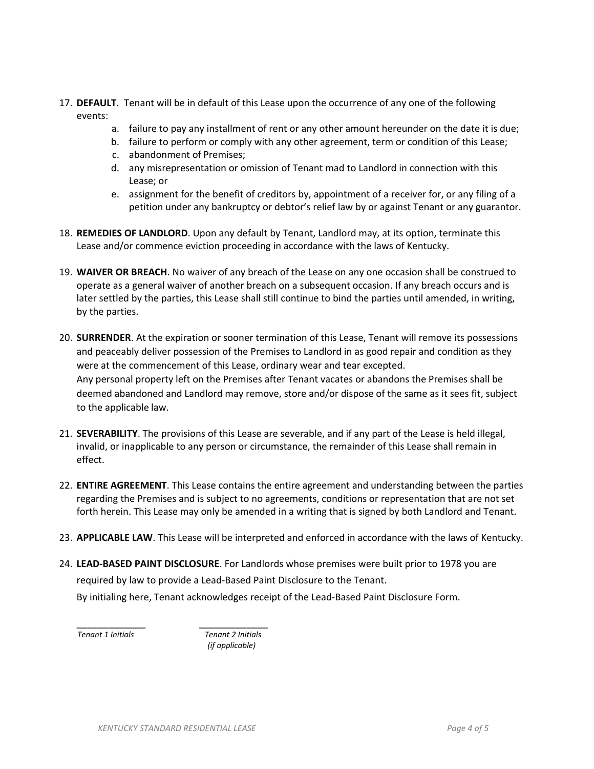17. **DEFAULT**. Tenant will be in default of this Lease upon the occurrence of any one of the following events:
    a. failure to pay any installment of rent or any other amount hereunder on the date it is due;
    b. failure to perform or comply with any other agreement, term or condition of this Lease;
    c. abandonment of Premises;
    d. any misrepresentation or omission of Tenant mad to Landlord in connection with this Lease; or
    e. assignment for the benefit of creditors by, appointment of a receiver for, or any filing of a petition under any bankruptcy or debtor's relief law by or against Tenant or any guarantor.

18. **REMEDIES OF LANDLORD**. Upon any default by Tenant, Landlord may, at its option, terminate this Lease and/or commence eviction proceeding in accordance with the laws of Kentucky.

19. **WAIVER OR BREACH**. No waiver of any breach of the Lease on any one occasion shall be construed to operate as a general waiver of another breach on a subsequent occasion. If any breach occurs and is later settled by the parties, this Lease shall still continue to bind the parties until amended, in writing, by the parties.

20. **SURRENDER**. At the expiration or sooner termination of this Lease, Tenant will remove its possessions and peaceably deliver possession of the Premises to Landlord in as good repair and condition as they were at the commencement of this Lease, ordinary wear and tear excepted.
    Any personal property left on the Premises after Tenant vacates or abandons the Premises shall be deemed abandoned and Landlord may remove, store and/or dispose of the same as it sees fit, subject to the applicable law.

21. **SEVERABILITY**. The provisions of this Lease are severable, and if any part of the Lease is held illegal, invalid, or inapplicable to any person or circumstance, the remainder of this Lease shall remain in effect.

22. **ENTIRE AGREEMENT**. This Lease contains the entire agreement and understanding between the parties regarding the Premises and is subject to no agreements, conditions or representation that are not set forth herein. This Lease may only be amended in a writing that is signed by both Landlord and Tenant.

23. **APPLICABLE LAW**. This Lease will be interpreted and enforced in accordance with the laws of Kentucky.

24. **LEAD-BASED PAINT DISCLOSURE**. For Landlords whose premises were built prior to 1978 you are required by law to provide a Lead-Based Paint Disclosure to the Tenant.
    By initialing here, Tenant acknowledges receipt of the Lead-Based Paint Disclosure Form.

______________ ______________
*Tenant 1 Initials* *Tenant 2 Initials (if applicable)*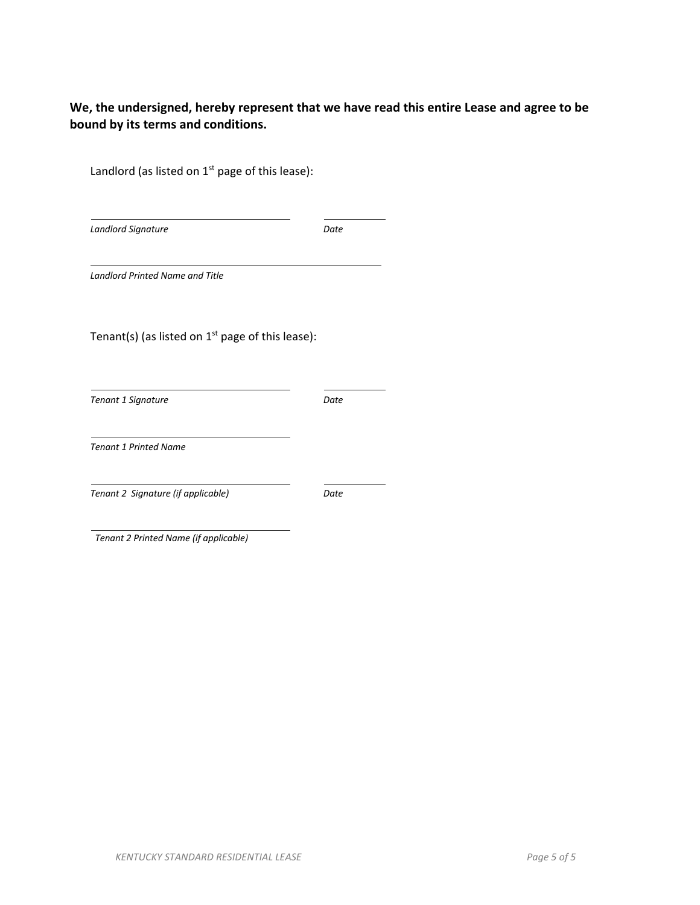**We, the undersigned, hereby represent that we have read this entire Lease and agree to be bound by its terms and conditions.**

Landlord (as listed on 1st page of this lease):

_______________________________ ___________

*Landlord Signature* *Date*

____________________________________________

*Landlord Printed Name and Title*

Tenant(s) (as listed on 1st page of this lease):

_______________________________ ___________

*Tenant 1 Signature* *Date*

_______________________________

*Tenant 1 Printed Name*

_______________________________ ___________

*Tenant 2 Signature (if applicable)* *Date*

_______________________________

*Tenant 2 Printed Name (if applicable)*